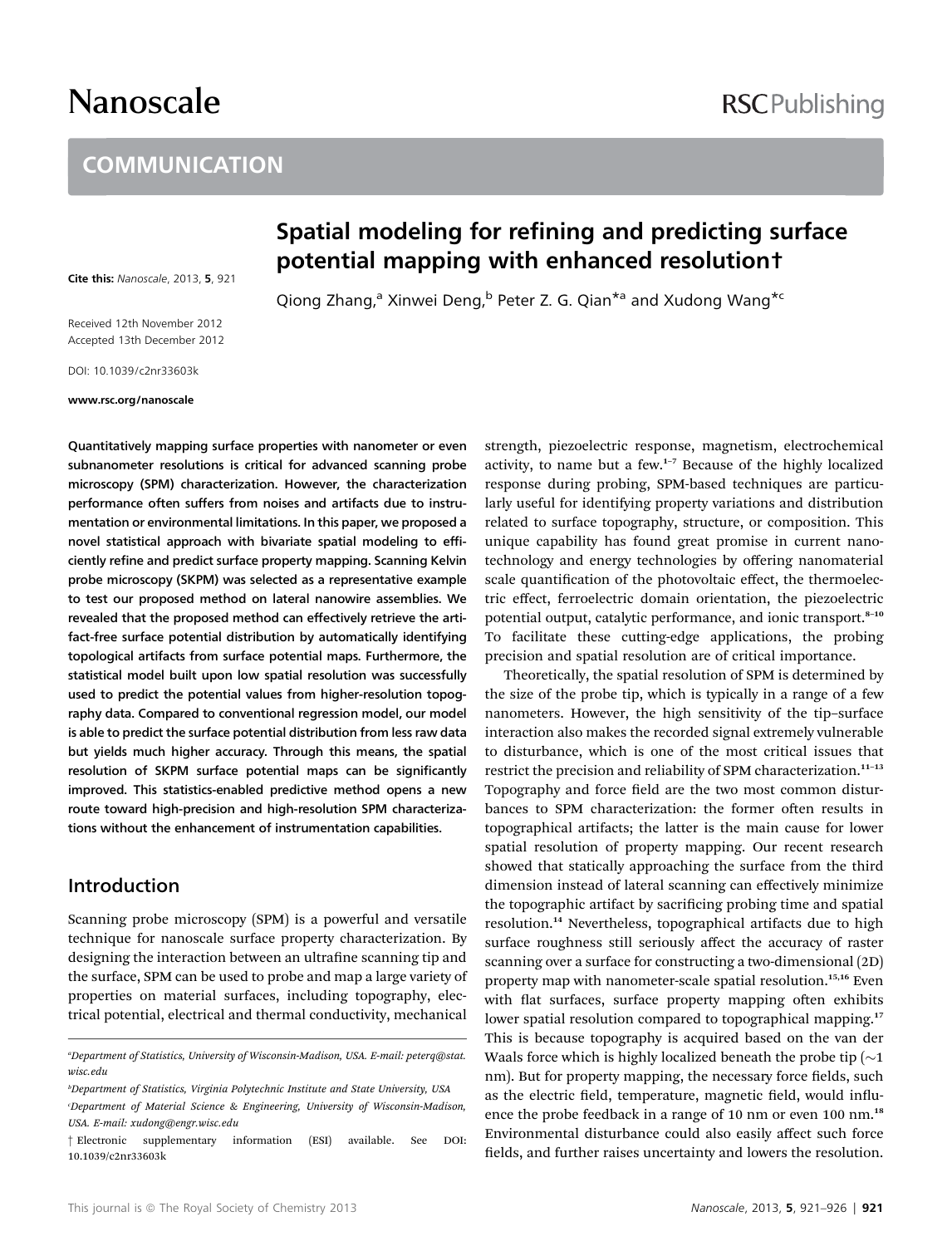# Spatial modeling for refining and predicting surface potential mapping with enhanced resolution†

Cite this: *Nanoscale*, 2013, **5**, 921

Qiong Zhang,[a] Xinwei Deng,[b] Peter Z. G. Qian*[a] and Xudong Wang*[c]

Received 12th November 2012
Accepted 13th December 2012

DOI: 10.1039/c2nr33603k

www.rsc.org/nanoscale

**Quantitatively mapping surface properties with nanometer or even subnanometer resolutions is critical for advanced scanning probe microscopy (SPM) characterization. However, the characterization performance often suffers from noises and artifacts due to instrumentation or environmental limitations. In this paper, we proposed a novel statistical approach with bivariate spatial modeling to efficiently refine and predict surface property mapping. Scanning Kelvin probe microscopy (SKPM) was selected as a representative example to test our proposed method on lateral nanowire assemblies. We revealed that the proposed method can effectively retrieve the artifact-free surface potential distribution by automatically identifying topological artifacts from surface potential maps. Furthermore, the statistical model built upon low spatial resolution was successfully used to predict the potential values from higher-resolution topography data. Compared to conventional regression model, our model is able to predict the surface potential distribution from less raw data but yields much higher accuracy. Through this means, the spatial resolution of SKPM surface potential maps can be significantly improved. This statistics-enabled predictive method opens a new route toward high-precision and high-resolution SPM characterizations without the enhancement of instrumentation capabilities.**

## Introduction

Scanning probe microscopy (SPM) is a powerful and versatile technique for nanoscale surface property characterization. By designing the interaction between an ultrafine scanning tip and the surface, SPM can be used to probe and map a large variety of properties on material surfaces, including topography, electrical potential, electrical and thermal conductivity, mechanical strength, piezoelectric response, magnetism, electrochemical activity, to name but a few.[1–7] Because of the highly localized response during probing, SPM-based techniques are particularly useful for identifying property variations and distribution related to surface topography, structure, or composition. This unique capability has found great promise in current nanotechnology and energy technologies by offering nanomaterial scale quantification of the photovoltaic effect, the thermoelectric effect, ferroelectric domain orientation, the piezoelectric potential output, catalytic performance, and ionic transport.[8–10] To facilitate these cutting-edge applications, the probing precision and spatial resolution are of critical importance.

Theoretically, the spatial resolution of SPM is determined by the size of the probe tip, which is typically in a range of a few nanometers. However, the high sensitivity of the tip–surface interaction also makes the recorded signal extremely vulnerable to disturbance, which is one of the most critical issues that restrict the precision and reliability of SPM characterization.[11–13] Topography and force field are the two most common disturbances to SPM characterization: the former often results in topographical artifacts; the latter is the main cause for lower spatial resolution of property mapping. Our recent research showed that statically approaching the surface from the third dimension instead of lateral scanning can effectively minimize the topographic artifact by sacrificing probing time and spatial resolution.[14] Nevertheless, topographical artifacts due to high surface roughness still seriously affect the accuracy of raster scanning over a surface for constructing a two-dimensional (2D) property map with nanometer-scale spatial resolution.[15,16] Even with flat surfaces, surface property mapping often exhibits lower spatial resolution compared to topographical mapping.[17] This is because topography is acquired based on the van der Waals force which is highly localized beneath the probe tip (~1 nm). But for property mapping, the necessary force fields, such as the electric field, temperature, magnetic field, would influence the probe feedback in a range of 10 nm or even 100 nm.[18] Environmental disturbance could also easily affect such force fields, and further raises uncertainty and lowers the resolution.

---

[a] Department of Statistics, University of Wisconsin-Madison, USA. E-mail: peterq@stat.wisc.edu

[b] Department of Statistics, Virginia Polytechnic Institute and State University, USA

[c] Department of Material Science & Engineering, University of Wisconsin-Madison, USA. E-mail: xudong@engr.wisc.edu

† Electronic supplementary information (ESI) available. See DOI: 10.1039/c2nr33603k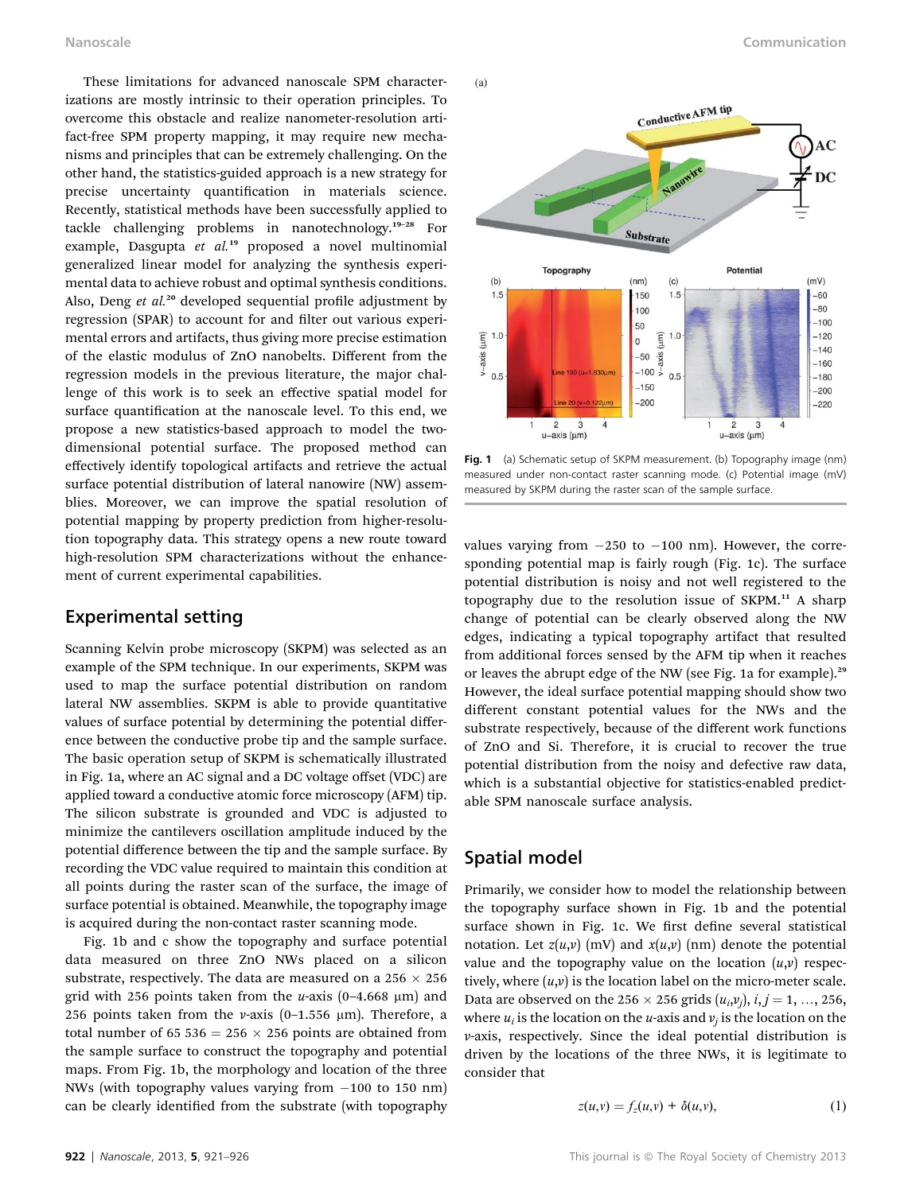These limitations for advanced nanoscale SPM characterizations are mostly intrinsic to their operation principles. To overcome this obstacle and realize nanometer-resolution artifact-free SPM property mapping, it may require new mechanisms and principles that can be extremely challenging. On the other hand, the statistics-guided approach is a new strategy for precise uncertainty quantification in materials science. Recently, statistical methods have been successfully applied to tackle challenging problems in nanotechnology.[19–28] For example, Dasgupta *et al.*[19] proposed a novel multinomial generalized linear model for analyzing the synthesis experimental data to achieve robust and optimal synthesis conditions. Also, Deng *et al.*[20] developed sequential profile adjustment by regression (SPAR) to account for and filter out various experimental errors and artifacts, thus giving more precise estimation of the elastic modulus of ZnO nanobelts. Different from the regression models in the previous literature, the major challenge of this work is to seek an effective spatial model for surface quantification at the nanoscale level. To this end, we propose a new statistics-based approach to model the two-dimensional potential surface. The proposed method can effectively identify topological artifacts and retrieve the actual surface potential distribution of lateral nanowire (NW) assemblies. Moreover, we can improve the spatial resolution of potential mapping by property prediction from higher-resolution topography data. This strategy opens a new route toward high-resolution SPM characterizations without the enhancement of current experimental capabilities.

## Experimental setting

Scanning Kelvin probe microscopy (SKPM) was selected as an example of the SPM technique. In our experiments, SKPM was used to map the surface potential distribution on random lateral NW assemblies. SKPM is able to provide quantitative values of surface potential by determining the potential difference between the conductive probe tip and the sample surface. The basic operation setup of SKPM is schematically illustrated in Fig. 1a, where an AC signal and a DC voltage offset (VDC) are applied toward a conductive atomic force microscopy (AFM) tip. The silicon substrate is grounded and VDC is adjusted to minimize the cantilevers oscillation amplitude induced by the potential difference between the tip and the sample surface. By recording the VDC value required to maintain this condition at all points during the raster scan of the surface, the image of surface potential is obtained. Meanwhile, the topography image is acquired during the non-contact raster scanning mode.

Fig. 1b and c show the topography and surface potential data measured on three ZnO NWs placed on a silicon substrate, respectively. The data are measured on a $256 \times 256$ grid with 256 points taken from the $u$-axis (0–4.668 μm) and 256 points taken from the $v$-axis (0–1.556 μm). Therefore, a total number of $65\,536 = 256 \times 256$ points are obtained from the sample surface to construct the topography and potential maps. From Fig. 1b, the morphology and location of the three NWs (with topography values varying from −100 to 150 nm) can be clearly identified from the substrate (with topography values varying from −250 to −100 nm). However, the corresponding potential map is fairly rough (Fig. 1c). The surface potential distribution is noisy and not well registered to the topography due to the resolution issue of SKPM.[11] A sharp change of potential can be clearly observed along the NW edges, indicating a typical topography artifact that resulted from additional forces sensed by the AFM tip when it reaches or leaves the abrupt edge of the NW (see Fig. 1a for example).[29] However, the ideal surface potential mapping should show two different constant potential values for the NWs and the substrate respectively, because of the different work functions of ZnO and Si. Therefore, it is crucial to recover the true potential distribution from the noisy and defective raw data, which is a substantial objective for statistics-enabled predictable SPM nanoscale surface analysis.

**Fig. 1** (a) Schematic setup of SKPM measurement. (b) Topography image (nm) measured under non-contact raster scanning mode. (c) Potential image (mV) measured by SKPM during the raster scan of the sample surface.

## Spatial model

Primarily, we consider how to model the relationship between the topography surface shown in Fig. 1b and the potential surface shown in Fig. 1c. We first define several statistical notation. Let $z(u,v)$ (mV) and $x(u,v)$ (nm) denote the potential value and the topography value on the location $(u,v)$ respectively, where $(u,v)$ is the location label on the micro-meter scale. Data are observed on the $256 \times 256$ grids $(u_i,v_j)$, $i,j = 1, \ldots, 256$, where $u_i$ is the location on the $u$-axis and $v_j$ is the location on the $v$-axis, respectively. Since the ideal potential distribution is driven by the locations of the three NWs, it is legitimate to consider that

$$z(u,v) = f_z(u,v) + \delta(u,v), \tag{1}$$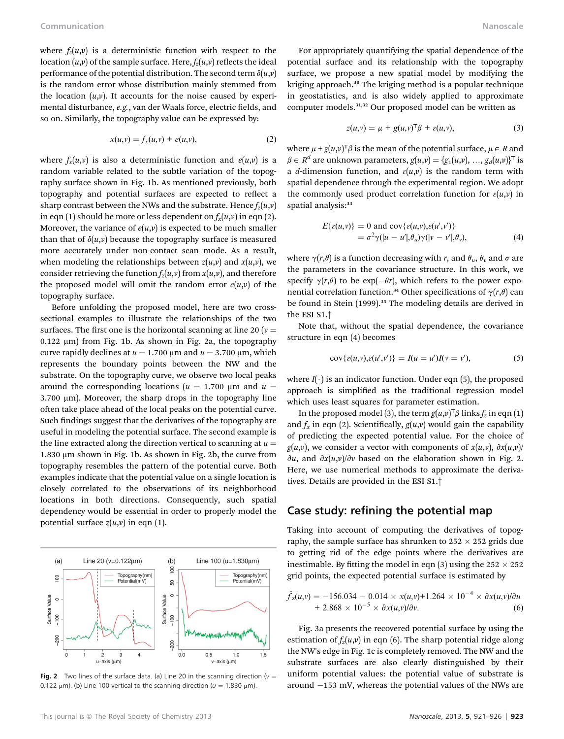where $f_z(u,v)$ is a deterministic function with respect to the location $(u,v)$ of the sample surface. Here, $f_z(u,v)$ reflects the ideal performance of the potential distribution. The second term $\delta(u,v)$ is the random error whose distribution mainly stemmed from the location $(u,v)$. It accounts for the noise caused by experimental disturbance, *e.g.*, van der Waals force, electric fields, and so on. Similarly, the topography value can be expressed by:

$$x(u,v) = f_x(u,v) + e(u,v), \tag{2}$$

where $f_x(u,v)$ is also a deterministic function and $e(u,v)$ is a random variable related to the subtle variation of the topography surface shown in Fig. 1b. As mentioned previously, both topography and potential surfaces are expected to reflect a sharp contrast between the NWs and the substrate. Hence $f_z(u,v)$ in eqn (1) should be more or less dependent on $f_x(u,v)$ in eqn (2). Moreover, the variance of $e(u,v)$ is expected to be much smaller than that of $\delta(u,v)$ because the topography surface is measured more accurately under non-contact scan mode. As a result, when modeling the relationships between $z(u,v)$ and $x(u,v)$, we consider retrieving the function $f_z(u,v)$ from $x(u,v)$, and therefore the proposed model will omit the random error $e(u,v)$ of the topography surface.

Before unfolding the proposed model, here are two cross-sectional examples to illustrate the relationships of the two surfaces. The first one is the horizontal scanning at line 20 ($v$ = 0.122 μm) from Fig. 1b. As shown in Fig. 2a, the topography curve rapidly declines at $u$ = 1.700 μm and $u$ = 3.700 μm, which represents the boundary points between the NW and the substrate. On the topography curve, we observe two local peaks around the corresponding locations ($u$ = 1.700 μm and $u$ = 3.700 μm). Moreover, the sharp drops in the topography line often take place ahead of the local peaks on the potential curve. Such findings suggest that the derivatives of the topography are useful in modeling the potential surface. The second example is the line extracted along the direction vertical to scanning at $u$ = 1.830 μm shown in Fig. 1b. As shown in Fig. 2b, the curve from topography resembles the pattern of the potential curve. Both examples indicate that the potential value on a single location is closely correlated to the observations of its neighborhood locations in both directions. Consequently, such spatial dependency would be essential in order to properly model the potential surface $z(u,v)$ in eqn (1).

**Fig. 2** Two lines of the surface data. (a) Line 20 in the scanning direction ($v$ = 0.122 μm). (b) Line 100 vertical to the scanning direction ($u$ = 1.830 μm).

For appropriately quantifying the spatial dependence of the potential surface and its relationship with the topography surface, we propose a new spatial model by modifying the kriging approach.[30] The kriging method is a popular technique in geostatistics, and is also widely applied to approximate computer models.[31,32] Our proposed model can be written as

$$z(u,v) = \mu + g(u,v)^{\top}\beta + \varepsilon(u,v), \tag{3}$$

where $\mu + g(u,v)^{\top}\beta$ is the mean of the potential surface, $\mu \in R$ and $\beta \in R^d$ are unknown parameters, $g(u,v) = \{g_1(u,v), \ldots, g_d(u,v)\}^{\top}$ is a $d$-dimension function, and $\varepsilon(u,v)$ is the random term with spatial dependence through the experimental region. We adopt the commonly used product correlation function for $\varepsilon(u,v)$ in spatial analysis:[33]

$$\begin{aligned} E\{\varepsilon(u,v)\} &= 0 \text{ and } \operatorname{cov}\{\varepsilon(u,v),\varepsilon(u',v')\} \\ &= \sigma^2\gamma(|u-u'|,\theta_u)\gamma(|v-v'|,\theta_v), \end{aligned} \tag{4}$$

where $\gamma(r,\theta)$ is a function decreasing with $r$, and $\theta_u$, $\theta_v$ and $\sigma$ are the parameters in the covariance structure. In this work, we specify $\gamma(r,\theta)$ to be $\exp(-\theta r)$, which refers to the power exponential correlation function.[34] Other specifications of $\gamma(r,\theta)$ can be found in Stein (1999).[35] The modeling details are derived in the ESI S1.†

Note that, without the spatial dependence, the covariance structure in eqn (4) becomes

$$\operatorname{cov}\{\varepsilon(u,v),\varepsilon(u',v')\} = I(u=u')I(v=v'), \tag{5}$$

where $I(\cdot)$ is an indicator function. Under eqn (5), the proposed approach is simplified as the traditional regression model which uses least squares for parameter estimation.

In the proposed model (3), the term $g(u,v)^{\top}\beta$ links $f_z$ in eqn (1) and $f_x$ in eqn (2). Scientifically, $g(u,v)$ would gain the capability of predicting the expected potential value. For the choice of $g(u,v)$, we consider a vector with components of $x(u,v)$, $\partial x(u,v)/\partial u$, and $\partial x(u,v)/\partial v$ based on the elaboration shown in Fig. 2. Here, we use numerical methods to approximate the derivatives. Details are provided in the ESI S1.†

## Case study: refining the potential map

Taking into account of computing the derivatives of topography, the sample surface has shrunken to 252 × 252 grids due to getting rid of the edge points where the derivatives are inestimable. By fitting the model in eqn (3) using the 252 × 252 grid points, the expected potential surface is estimated by

$$\begin{aligned} \hat{f}_z(u,v) = &-156.034 - 0.014 \times x(u,v) + 1.264 \times 10^{-4} \times \partial x(u,v)/\partial u \\ &+ 2.868 \times 10^{-5} \times \partial x(u,v)/\partial v. \end{aligned} \tag{6}$$

Fig. 3a presents the recovered potential surface by using the estimation of $f_z(u,v)$ in eqn (6). The sharp potential ridge along the NW's edge in Fig. 1c is completely removed. The NW and the substrate surfaces are also clearly distinguished by their uniform potential values: the potential value of substrate is around −153 mV, whereas the potential values of the NWs are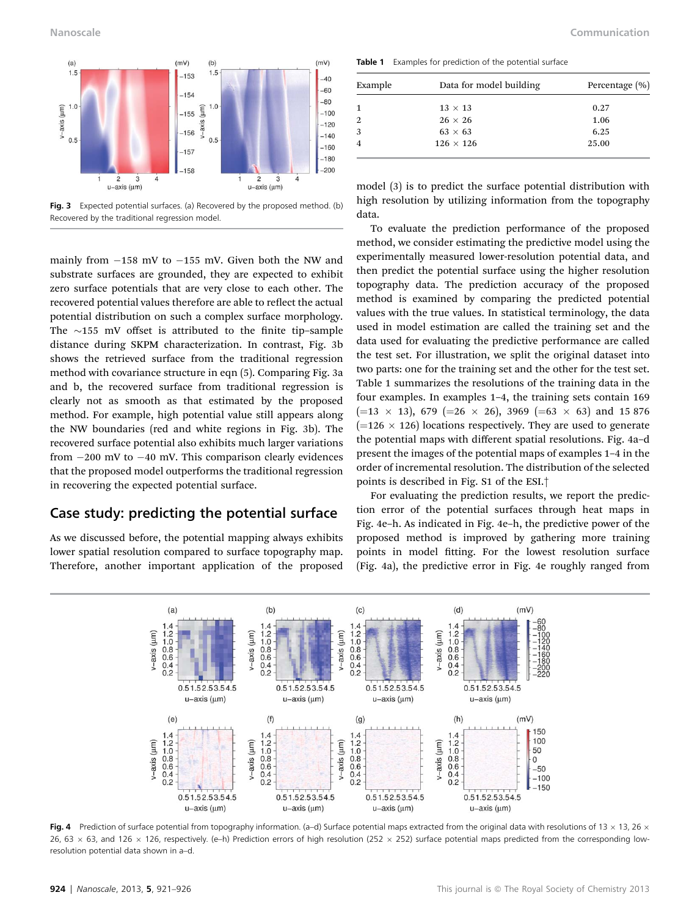Fig. 3 Expected potential surfaces. (a) Recovered by the proposed method. (b) Recovered by the traditional regression model.

mainly from −158 mV to −155 mV. Given both the NW and substrate surfaces are grounded, they are expected to exhibit zero surface potentials that are very close to each other. The recovered potential values therefore are able to reflect the actual potential distribution on such a complex surface morphology. The ~155 mV offset is attributed to the finite tip–sample distance during SKPM characterization. In contrast, Fig. 3b shows the retrieved surface from the traditional regression method with covariance structure in eqn (5). Comparing Fig. 3a and b, the recovered surface from traditional regression is clearly not as smooth as that estimated by the proposed method. For example, high potential value still appears along the NW boundaries (red and white regions in Fig. 3b). The recovered surface potential also exhibits much larger variations from −200 mV to −40 mV. This comparison clearly evidences that the proposed model outperforms the traditional regression in recovering the expected potential surface.

## Case study: predicting the potential surface

As we discussed before, the potential mapping always exhibits lower spatial resolution compared to surface topography map. Therefore, another important application of the proposed model (3) is to predict the surface potential distribution with high resolution by utilizing information from the topography data.

To evaluate the prediction performance of the proposed method, we consider estimating the predictive model using the experimentally measured lower-resolution potential data, and then predict the potential surface using the higher resolution topography data. The prediction accuracy of the proposed method is examined by comparing the predicted potential values with the true values. In statistical terminology, the data used in model estimation are called the training set and the data used for evaluating the predictive performance are called the test set. For illustration, we split the original dataset into two parts: one for the training set and the other for the test set. Table 1 summarizes the resolutions of the training data in the four examples. In examples 1–4, the training sets contain 169 (=13 × 13), 679 (=26 × 26), 3969 (=63 × 63) and 15 876 (=126 × 126) locations respectively. They are used to generate the potential maps with different spatial resolutions. Fig. 4a–d present the images of the potential maps of examples 1–4 in the order of incremental resolution. The distribution of the selected points is described in Fig. S1 of the ESI.†

For evaluating the prediction results, we report the prediction error of the potential surfaces through heat maps in Fig. 4e–h. As indicated in Fig. 4e–h, the predictive power of the proposed method is improved by gathering more training points in model fitting. For the lowest resolution surface (Fig. 4a), the predictive error in Fig. 4e roughly ranged from

Table 1 Examples for prediction of the potential surface

| Example | Data for model building | Percentage (%) |
|---|---|---|
| 1 | 13 × 13 | 0.27 |
| 2 | 26 × 26 | 1.06 |
| 3 | 63 × 63 | 6.25 |
| 4 | 126 × 126 | 25.00 |

Fig. 4 Prediction of surface potential from topography information. (a–d) Surface potential maps extracted from the original data with resolutions of 13 × 13, 26 × 26, 63 × 63, and 126 × 126, respectively. (e–h) Prediction errors of high resolution (252 × 252) surface potential maps predicted from the corresponding low-resolution potential data shown in a–d.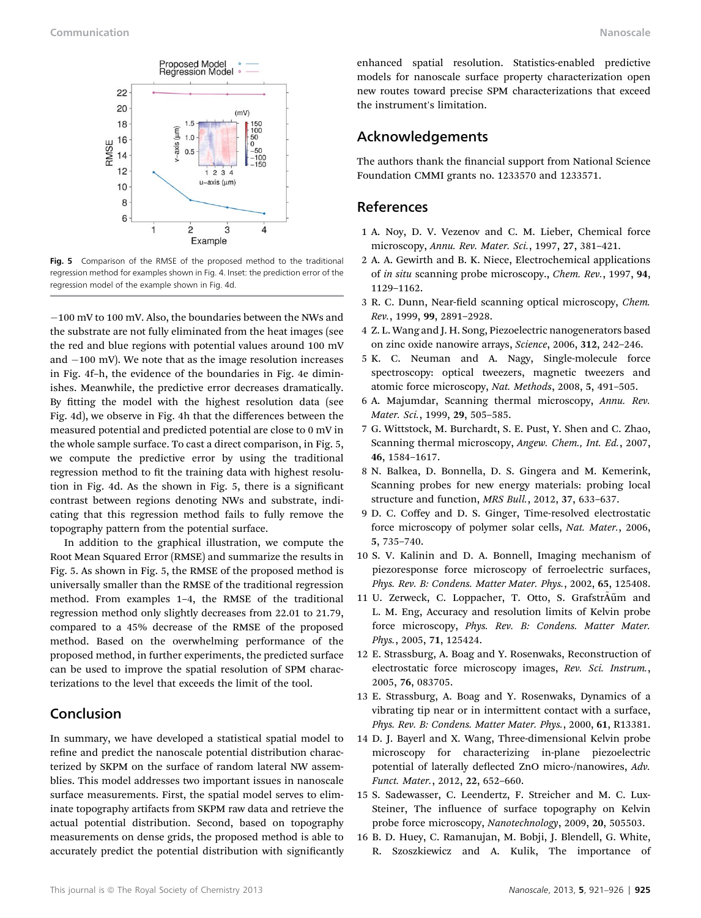Fig. 5 Comparison of the RMSE of the proposed method to the traditional regression method for examples shown in Fig. 4. Inset: the prediction error of the regression model of the example shown in Fig. 4d.

−100 mV to 100 mV. Also, the boundaries between the NWs and the substrate are not fully eliminated from the heat images (see the red and blue regions with potential values around 100 mV and −100 mV). We note that as the image resolution increases in Fig. 4f–h, the evidence of the boundaries in Fig. 4e diminishes. Meanwhile, the predictive error decreases dramatically. By fitting the model with the highest resolution data (see Fig. 4d), we observe in Fig. 4h that the differences between the measured potential and predicted potential are close to 0 mV in the whole sample surface. To cast a direct comparison, in Fig. 5, we compute the predictive error by using the traditional regression method to fit the training data with highest resolution in Fig. 4d. As the shown in Fig. 5, there is a significant contrast between regions denoting NWs and substrate, indicating that this regression method fails to fully remove the topography pattern from the potential surface.

In addition to the graphical illustration, we compute the Root Mean Squared Error (RMSE) and summarize the results in Fig. 5. As shown in Fig. 5, the RMSE of the proposed method is universally smaller than the RMSE of the traditional regression method. From examples 1–4, the RMSE of the traditional regression method only slightly decreases from 22.01 to 21.79, compared to a 45% decrease of the RMSE of the proposed method. Based on the overwhelming performance of the proposed method, in further experiments, the predicted surface can be used to improve the spatial resolution of SPM characterizations to the level that exceeds the limit of the tool.

## Conclusion

In summary, we have developed a statistical spatial model to refine and predict the nanoscale potential distribution characterized by SKPM on the surface of random lateral NW assemblies. This model addresses two important issues in nanoscale surface measurements. First, the spatial model serves to eliminate topography artifacts from SKPM raw data and retrieve the actual potential distribution. Second, based on topography measurements on dense grids, the proposed method is able to accurately predict the potential distribution with significantly enhanced spatial resolution. Statistics-enabled predictive models for nanoscale surface property characterization open new routes toward precise SPM characterizations that exceed the instrument's limitation.

## Acknowledgements

The authors thank the financial support from National Science Foundation CMMI grants no. 1233570 and 1233571.

## References

1 A. Noy, D. V. Vezenov and C. M. Lieber, Chemical force microscopy, *Annu. Rev. Mater. Sci.*, 1997, **27**, 381–421.

2 A. A. Gewirth and B. K. Niece, Electrochemical applications of *in situ* scanning probe microscopy., *Chem. Rev.*, 1997, **94**, 1129–1162.

3 R. C. Dunn, Near-field scanning optical microscopy, *Chem. Rev.*, 1999, **99**, 2891–2928.

4 Z. L. Wang and J. H. Song, Piezoelectric nanogenerators based on zinc oxide nanowire arrays, *Science*, 2006, **312**, 242–246.

5 K. C. Neuman and A. Nagy, Single-molecule force spectroscopy: optical tweezers, magnetic tweezers and atomic force microscopy, *Nat. Methods*, 2008, **5**, 491–505.

6 A. Majumdar, Scanning thermal microscopy, *Annu. Rev. Mater. Sci.*, 1999, **29**, 505–585.

7 G. Wittstock, M. Burchardt, S. E. Pust, Y. Shen and C. Zhao, Scanning thermal microscopy, *Angew. Chem., Int. Ed.*, 2007, **46**, 1584–1617.

8 N. Balkea, D. Bonnella, D. S. Gingera and M. Kemerink, Scanning probes for new energy materials: probing local structure and function, *MRS Bull.*, 2012, **37**, 633–637.

9 D. C. Coffey and D. S. Ginger, Time-resolved electrostatic force microscopy of polymer solar cells, *Nat. Mater.*, 2006, **5**, 735–740.

10 S. V. Kalinin and D. A. Bonnell, Imaging mechanism of piezoresponse force microscopy of ferroelectric surfaces, *Phys. Rev. B: Condens. Matter Mater. Phys.*, 2002, **65**, 125408.

11 U. Zerweck, C. Loppacher, T. Otto, S. GrafstrÃűm and L. M. Eng, Accuracy and resolution limits of Kelvin probe force microscopy, *Phys. Rev. B: Condens. Matter Mater. Phys.*, 2005, **71**, 125424.

12 E. Strassburg, A. Boag and Y. Rosenwaks, Reconstruction of electrostatic force microscopy images, *Rev. Sci. Instrum.*, 2005, **76**, 083705.

13 E. Strassburg, A. Boag and Y. Rosenwaks, Dynamics of a vibrating tip near or in intermittent contact with a surface, *Phys. Rev. B: Condens. Matter Mater. Phys.*, 2000, **61**, R13381.

14 D. J. Bayerl and X. Wang, Three-dimensional Kelvin probe microscopy for characterizing in-plane piezoelectric potential of laterally deflected ZnO micro-/nanowires, *Adv. Funct. Mater.*, 2012, **22**, 652–660.

15 S. Sadewasser, C. Leendertz, F. Streicher and M. C. Lux-Steiner, The influence of surface topography on Kelvin probe force microscopy, *Nanotechnology*, 2009, **20**, 505503.

16 B. D. Huey, C. Ramanujan, M. Bobji, J. Blendell, G. White, R. Szoszkiewicz and A. Kulik, The importance of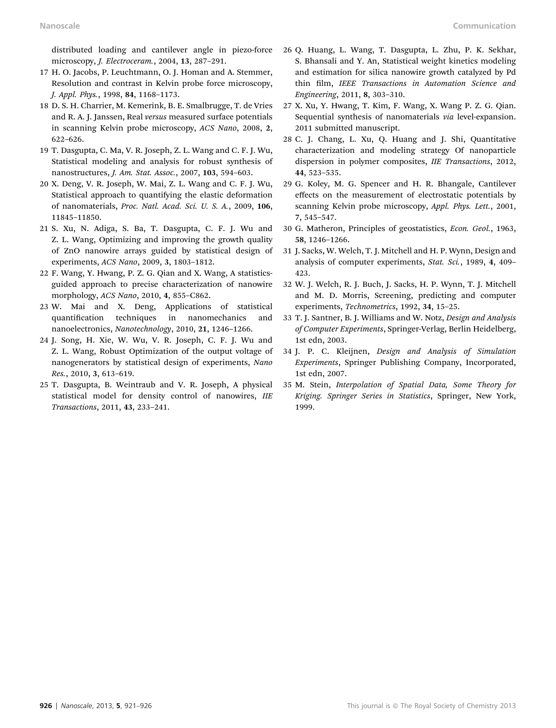distributed loading and cantilever angle in piezo-force microscopy, *J. Electroceram.*, 2004, **13**, 287–291.

17 H. O. Jacobs, P. Leuchtmann, O. J. Homan and A. Stemmer, Resolution and contrast in Kelvin probe force microscopy, *J. Appl. Phys.*, 1998, **84**, 1168–1173.

18 D. S. H. Charrier, M. Kemerink, B. E. Smalbrugge, T. de Vries and R. A. J. Janssen, Real *versus* measured surface potentials in scanning Kelvin probe microscopy, *ACS Nano*, 2008, **2**, 622–626.

19 T. Dasgupta, C. Ma, V. R. Joseph, Z. L. Wang and C. F. J. Wu, Statistical modeling and analysis for robust synthesis of nanostructures, *J. Am. Stat. Assoc.*, 2007, **103**, 594–603.

20 X. Deng, V. R. Joseph, W. Mai, Z. L. Wang and C. F. J. Wu, Statistical approach to quantifying the elastic deformation of nanomaterials, *Proc. Natl. Acad. Sci. U. S. A.*, 2009, **106**, 11845–11850.

21 S. Xu, N. Adiga, S. Ba, T. Dasgupta, C. F. J. Wu and Z. L. Wang, Optimizing and improving the growth quality of ZnO nanowire arrays guided by statistical design of experiments, *ACS Nano*, 2009, **3**, 1803–1812.

22 F. Wang, Y. Hwang, P. Z. G. Qian and X. Wang, A statistics-guided approach to precise characterization of nanowire morphology, *ACS Nano*, 2010, **4**, 855–C862.

23 W. Mai and X. Deng, Applications of statistical quantification techniques in nanomechanics and nanoelectronics, *Nanotechnology*, 2010, **21**, 1246–1266.

24 J. Song, H. Xie, W. Wu, V. R. Joseph, C. F. J. Wu and Z. L. Wang, Robust Optimization of the output voltage of nanogenerators by statistical design of experiments, *Nano Res.*, 2010, **3**, 613–619.

25 T. Dasgupta, B. Weintraub and V. R. Joseph, A physical statistical model for density control of nanowires, *IIE Transactions*, 2011, **43**, 233–241.

26 Q. Huang, L. Wang, T. Dasgupta, L. Zhu, P. K. Sekhar, S. Bhansali and Y. An, Statistical weight kinetics modeling and estimation for silica nanowire growth catalyzed by Pd thin film, *IEEE Transactions in Automation Science and Engineering*, 2011, **8**, 303–310.

27 X. Xu, Y. Hwang, T. Kim, F. Wang, X. Wang P. Z. G. Qian. Sequential synthesis of nanomaterials *via* level-expansion. 2011 submitted manuscript.

28 C. J. Chang, L. Xu, Q. Huang and J. Shi, Quantitative characterization and modeling strategy Of nanoparticle dispersion in polymer composites, *IIE Transactions*, 2012, **44**, 523–535.

29 G. Koley, M. G. Spencer and H. R. Bhangale, Cantilever effects on the measurement of electrostatic potentials by scanning Kelvin probe microscopy, *Appl. Phys. Lett.*, 2001, **7**, 545–547.

30 G. Matheron, Principles of geostatistics, *Econ. Geol.*, 1963, **58**, 1246–1266.

31 J. Sacks, W. Welch, T. J. Mitchell and H. P. Wynn, Design and analysis of computer experiments, *Stat. Sci.*, 1989, **4**, 409–423.

32 W. J. Welch, R. J. Buch, J. Sacks, H. P. Wynn, T. J. Mitchell and M. D. Morris, Screening, predicting and computer experiments, *Technometrics*, 1992, **34**, 15–25.

33 T. J. Santner, B. J. Williams and W. Notz, *Design and Analysis of Computer Experiments*, Springer-Verlag, Berlin Heidelberg, 1st edn, 2003.

34 J. P. C. Kleijnen, *Design and Analysis of Simulation Experiments*, Springer Publishing Company, Incorporated, 1st edn, 2007.

35 M. Stein, *Interpolation of Spatial Data, Some Theory for Kriging. Springer Series in Statistics*, Springer, New York, 1999.